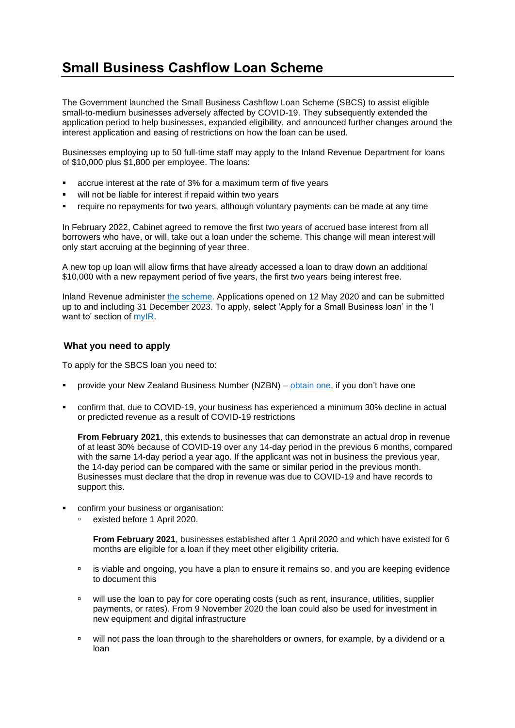# Small Business Cashflow Loan Scheme

The Government launched the Small Business Cashflow Loan Scheme (SBCS) to assist eligible small-to-medium businesses adversely affected by COVID-19. They subsequently extended the application period to help businesses, expanded eligibility, and announced further changes around the interest application and easing of restrictions on how the loan can be used.

Businesses employing up to 50 full-time staff may apply to the Inland Revenue Department for loans of $10,000 plus $1,800 per employee. The loans:

- accrue interest at the rate of 3% for a maximum term of five years
- will not be liable for interest if repaid within two years
- require no repayments for two years, although voluntary payments can be made at any time

In February 2022, Cabinet agreed to remove the first two years of accrued base interest from all borrowers who have, or will, take out a loan under the scheme. This change will mean interest will only start accruing at the beginning of year three.

A new top up loan will allow firms that have already accessed a loan to draw down an additional $10,000 with a new repayment period of five years, the first two years being interest free.

Inland Revenue administer the scheme. Applications opened on 12 May 2020 and can be submitted up to and including 31 December 2023. To apply, select 'Apply for a Small Business loan' in the 'I want to' section of myIR.

### What you need to apply

To apply for the SBCS loan you need to:

- provide your New Zealand Business Number (NZBN) – obtain one, if you don't have one
- confirm that, due to COVID-19, your business has experienced a minimum 30% decline in actual or predicted revenue as a result of COVID-19 restrictions

  **From February 2021**, this extends to businesses that can demonstrate an actual drop in revenue of at least 30% because of COVID-19 over any 14-day period in the previous 6 months, compared with the same 14-day period a year ago. If the applicant was not in business the previous year, the 14-day period can be compared with the same or similar period in the previous month. Businesses must declare that the drop in revenue was due to COVID-19 and have records to support this.

- confirm your business or organisation:
  - existed before 1 April 2020.

    **From February 2021**, businesses established after 1 April 2020 and which have existed for 6 months are eligible for a loan if they meet other eligibility criteria.

  - is viable and ongoing, you have a plan to ensure it remains so, and you are keeping evidence to document this
  - will use the loan to pay for core operating costs (such as rent, insurance, utilities, supplier payments, or rates). From 9 November 2020 the loan could also be used for investment in new equipment and digital infrastructure
  - will not pass the loan through to the shareholders or owners, for example, by a dividend or a loan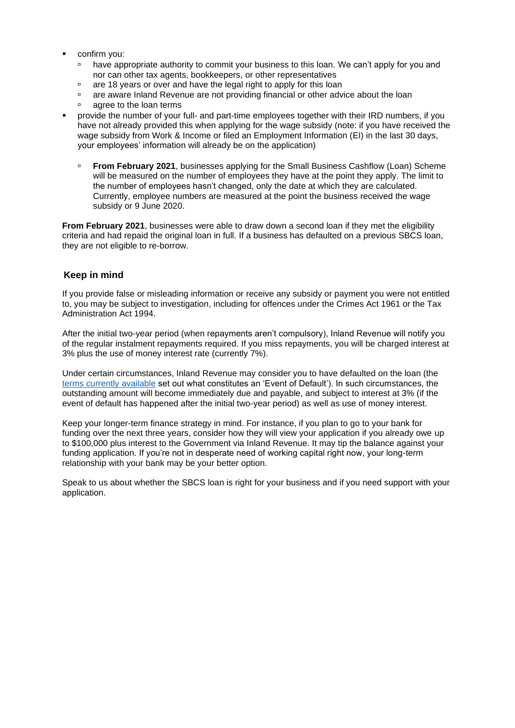- confirm you:
  - have appropriate authority to commit your business to this loan. We can't apply for you and nor can other tax agents, bookkeepers, or other representatives
  - are 18 years or over and have the legal right to apply for this loan
  - are aware Inland Revenue are not providing financial or other advice about the loan
  - agree to the loan terms
- provide the number of your full- and part-time employees together with their IRD numbers, if you have not already provided this when applying for the wage subsidy (note: if you have received the wage subsidy from Work & Income or filed an Employment Information (EI) in the last 30 days, your employees' information will already be on the application)
  - **From February 2021**, businesses applying for the Small Business Cashflow (Loan) Scheme will be measured on the number of employees they have at the point they apply. The limit to the number of employees hasn't changed, only the date at which they are calculated. Currently, employee numbers are measured at the point the business received the wage subsidy or 9 June 2020.

**From February 2021**, businesses were able to draw down a second loan if they met the eligibility criteria and had repaid the original loan in full. If a business has defaulted on a previous SBCS loan, they are not eligible to re-borrow.

## Keep in mind

If you provide false or misleading information or receive any subsidy or payment you were not entitled to, you may be subject to investigation, including for offences under the Crimes Act 1961 or the Tax Administration Act 1994.

After the initial two-year period (when repayments aren't compulsory), Inland Revenue will notify you of the regular instalment repayments required. If you miss repayments, you will be charged interest at 3% plus the use of money interest rate (currently 7%).

Under certain circumstances, Inland Revenue may consider you to have defaulted on the loan (the terms currently available set out what constitutes an 'Event of Default'). In such circumstances, the outstanding amount will become immediately due and payable, and subject to interest at 3% (if the event of default has happened after the initial two-year period) as well as use of money interest.

Keep your longer-term finance strategy in mind. For instance, if you plan to go to your bank for funding over the next three years, consider how they will view your application if you already owe up to $100,000 plus interest to the Government via Inland Revenue. It may tip the balance against your funding application. If you're not in desperate need of working capital right now, your long-term relationship with your bank may be your better option.

Speak to us about whether the SBCS loan is right for your business and if you need support with your application.